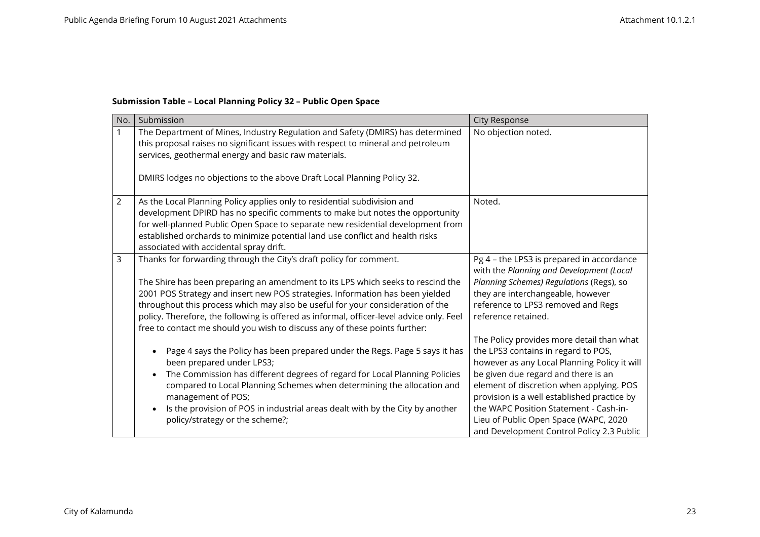**Submission Table – Local Planning Policy 32 – Public Open Space**

| No. | Submission | City Response |
|---|---|---|
| 1 | The Department of Mines, Industry Regulation and Safety (DMIRS) has determined this proposal raises no significant issues with respect to mineral and petroleum services, geothermal energy and basic raw materials.<br><br>DMIRS lodges no objections to the above Draft Local Planning Policy 32. | No objection noted. |
| 2 | As the Local Planning Policy applies only to residential subdivision and development DPIRD has no specific comments to make but notes the opportunity for well-planned Public Open Space to separate new residential development from established orchards to minimize potential land use conflict and health risks associated with accidental spray drift. | Noted. |
| 3 | Thanks for forwarding through the City's draft policy for comment.<br><br>The Shire has been preparing an amendment to its LPS which seeks to rescind the 2001 POS Strategy and insert new POS strategies. Information has been yielded throughout this process which may also be useful for your consideration of the policy. Therefore, the following is offered as informal, officer-level advice only. Feel free to contact me should you wish to discuss any of these points further:<br><br>• Page 4 says the Policy has been prepared under the Regs. Page 5 says it has been prepared under LPS3;<br>• The Commission has different degrees of regard for Local Planning Policies compared to Local Planning Schemes when determining the allocation and management of POS;<br>• Is the provision of POS in industrial areas dealt with by the City by another policy/strategy or the scheme?; | Pg 4 – the LPS3 is prepared in accordance with the *Planning and Development (Local Planning Schemes) Regulations* (Regs), so they are interchangeable, however reference to LPS3 removed and Regs reference retained.<br><br>The Policy provides more detail than what the LPS3 contains in regard to POS, however as any Local Planning Policy it will be given due regard and there is an element of discretion when applying. POS provision is a well established practice by the WAPC Position Statement - Cash-in-Lieu of Public Open Space (WAPC, 2020 and Development Control Policy 2.3 Public |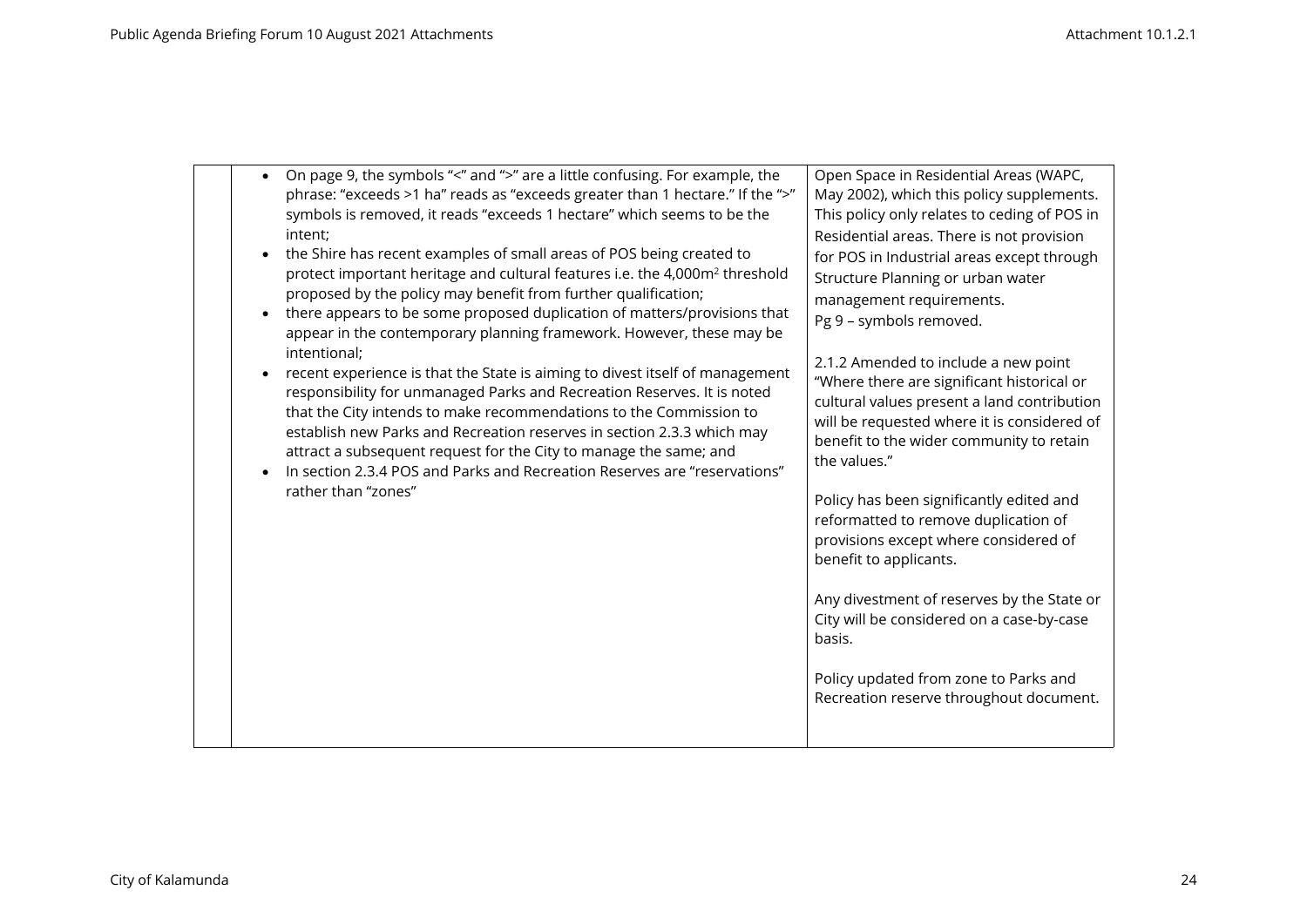| | | |
|---|---|---|
| | • On page 9, the symbols "<" and ">" are a little confusing. For example, the phrase: "exceeds >1 ha" reads as "exceeds greater than 1 hectare." If the ">" symbols is removed, it reads "exceeds 1 hectare" which seems to be the intent;<br>• the Shire has recent examples of small areas of POS being created to protect important heritage and cultural features i.e. the 4,000m² threshold proposed by the policy may benefit from further qualification;<br>• there appears to be some proposed duplication of matters/provisions that appear in the contemporary planning framework. However, these may be intentional;<br>• recent experience is that the State is aiming to divest itself of management responsibility for unmanaged Parks and Recreation Reserves. It is noted that the City intends to make recommendations to the Commission to establish new Parks and Recreation reserves in section 2.3.3 which may attract a subsequent request for the City to manage the same; and<br>• In section 2.3.4 POS and Parks and Recreation Reserves are "reservations" rather than "zones" | Open Space in Residential Areas (WAPC, May 2002), which this policy supplements. This policy only relates to ceding of POS in Residential areas. There is not provision for POS in Industrial areas except through Structure Planning or urban water management requirements.<br>Pg 9 – symbols removed.<br><br>2.1.2 Amended to include a new point "Where there are significant historical or cultural values present a land contribution will be requested where it is considered of benefit to the wider community to retain the values."<br><br>Policy has been significantly edited and reformatted to remove duplication of provisions except where considered of benefit to applicants.<br><br>Any divestment of reserves by the State or City will be considered on a case-by-case basis.<br><br>Policy updated from zone to Parks and Recreation reserve throughout document. |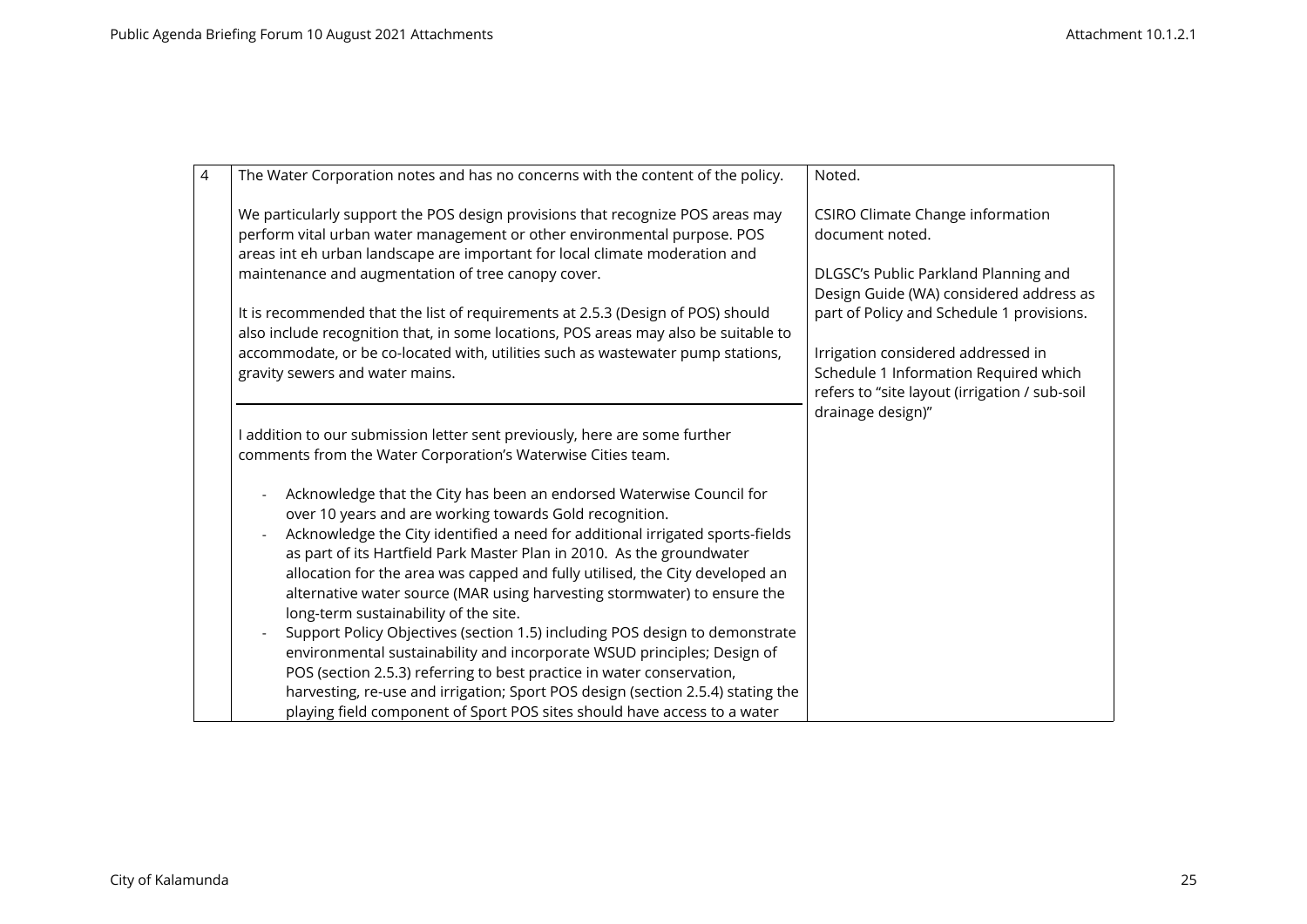| 4 | The Water Corporation notes and has no concerns with the content of the policy.<br><br>We particularly support the POS design provisions that recognize POS areas may perform vital urban water management or other environmental purpose. POS areas int eh urban landscape are important for local climate moderation and maintenance and augmentation of tree canopy cover.<br><br>It is recommended that the list of requirements at 2.5.3 (Design of POS) should also include recognition that, in some locations, POS areas may also be suitable to accommodate, or be co-located with, utilities such as wastewater pump stations, gravity sewers and water mains.<br><br>---<br><br>I addition to our submission letter sent previously, here are some further comments from the Water Corporation's Waterwise Cities team.<br><br>- Acknowledge that the City has been an endorsed Waterwise Council for over 10 years and are working towards Gold recognition.<br>- Acknowledge the City identified a need for additional irrigated sports-fields as part of its Hartfield Park Master Plan in 2010. As the groundwater allocation for the area was capped and fully utilised, the City developed an alternative water source (MAR using harvesting stormwater) to ensure the long-term sustainability of the site.<br>- Support Policy Objectives (section 1.5) including POS design to demonstrate environmental sustainability and incorporate WSUD principles; Design of POS (section 2.5.3) referring to best practice in water conservation, harvesting, re-use and irrigation; Sport POS design (section 2.5.4) stating the playing field component of Sport POS sites should have access to a water | Noted.<br><br>CSIRO Climate Change information document noted.<br><br>DLGSC's Public Parkland Planning and Design Guide (WA) considered address as part of Policy and Schedule 1 provisions.<br><br>Irrigation considered addressed in Schedule 1 Information Required which refers to "site layout (irrigation / sub-soil drainage design)" |
|---|---|---|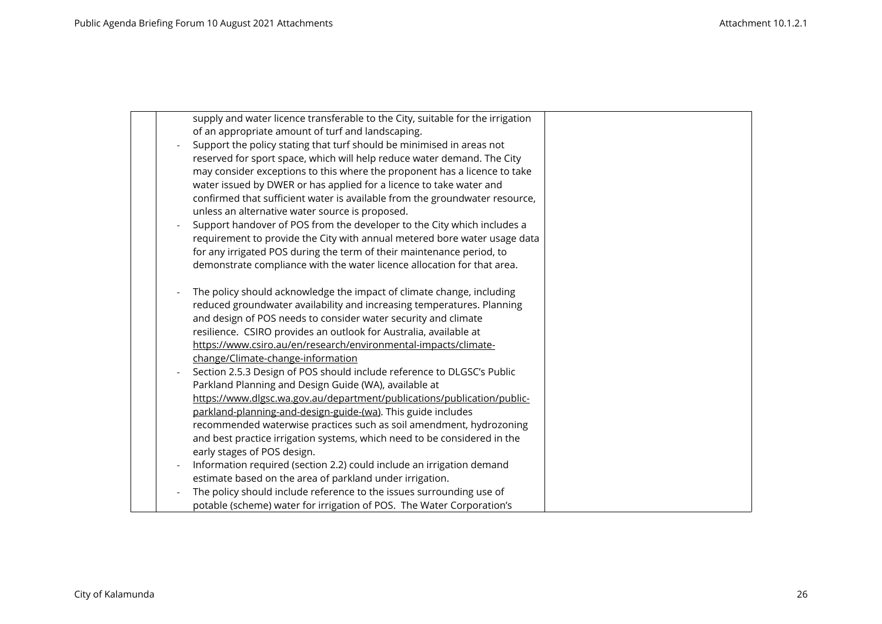|  | supply and water licence transferable to the City, suitable for the irrigation of an appropriate amount of turf and landscaping.<br>- Support the policy stating that turf should be minimised in areas not reserved for sport space, which will help reduce water demand. The City may consider exceptions to this where the proponent has a licence to take water issued by DWER or has applied for a licence to take water and confirmed that sufficient water is available from the groundwater resource, unless an alternative water source is proposed.<br>- Support handover of POS from the developer to the City which includes a requirement to provide the City with annual metered bore water usage data for any irrigated POS during the term of their maintenance period, to demonstrate compliance with the water licence allocation for that area.<br><br>- The policy should acknowledge the impact of climate change, including reduced groundwater availability and increasing temperatures. Planning and design of POS needs to consider water security and climate resilience. CSIRO provides an outlook for Australia, available at https://www.csiro.au/en/research/environmental-impacts/climate-change/Climate-change-information<br>- Section 2.5.3 Design of POS should include reference to DLGSC's Public Parkland Planning and Design Guide (WA), available at https://www.dlgsc.wa.gov.au/department/publications/publication/public-parkland-planning-and-design-guide-(wa). This guide includes recommended waterwise practices such as soil amendment, hydrozoning and best practice irrigation systems, which need to be considered in the early stages of POS design.<br>- Information required (section 2.2) could include an irrigation demand estimate based on the area of parkland under irrigation.<br>- The policy should include reference to the issues surrounding use of potable (scheme) water for irrigation of POS. The Water Corporation's |  |
|---|---|---|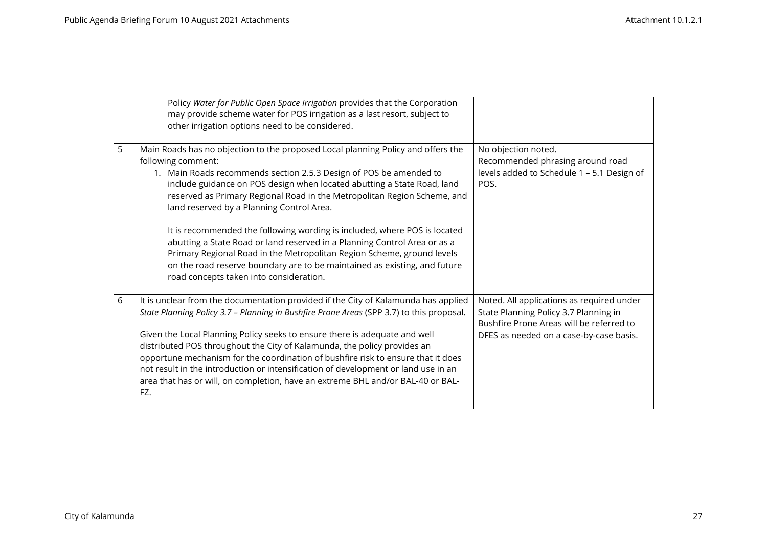| | | |
|---|---|---|
| | Policy *Water for Public Open Space Irrigation* provides that the Corporation may provide scheme water for POS irrigation as a last resort, subject to other irrigation options need to be considered. | |
| 5 | Main Roads has no objection to the proposed Local planning Policy and offers the following comment:<br>1. Main Roads recommends section 2.5.3 Design of POS be amended to include guidance on POS design when located abutting a State Road, land reserved as Primary Regional Road in the Metropolitan Region Scheme, and land reserved by a Planning Control Area.<br><br>It is recommended the following wording is included, where POS is located abutting a State Road or land reserved in a Planning Control Area or as a Primary Regional Road in the Metropolitan Region Scheme, ground levels on the road reserve boundary are to be maintained as existing, and future road concepts taken into consideration. | No objection noted.<br>Recommended phrasing around road levels added to Schedule 1 – 5.1 Design of POS. |
| 6 | It is unclear from the documentation provided if the City of Kalamunda has applied *State Planning Policy 3.7 – Planning in Bushfire Prone Areas* (SPP 3.7) to this proposal.<br><br>Given the Local Planning Policy seeks to ensure there is adequate and well distributed POS throughout the City of Kalamunda, the policy provides an opportune mechanism for the coordination of bushfire risk to ensure that it does not result in the introduction or intensification of development or land use in an area that has or will, on completion, have an extreme BHL and/or BAL-40 or BAL-FZ. | Noted. All applications as required under State Planning Policy 3.7 Planning in Bushfire Prone Areas will be referred to DFES as needed on a case-by-case basis. |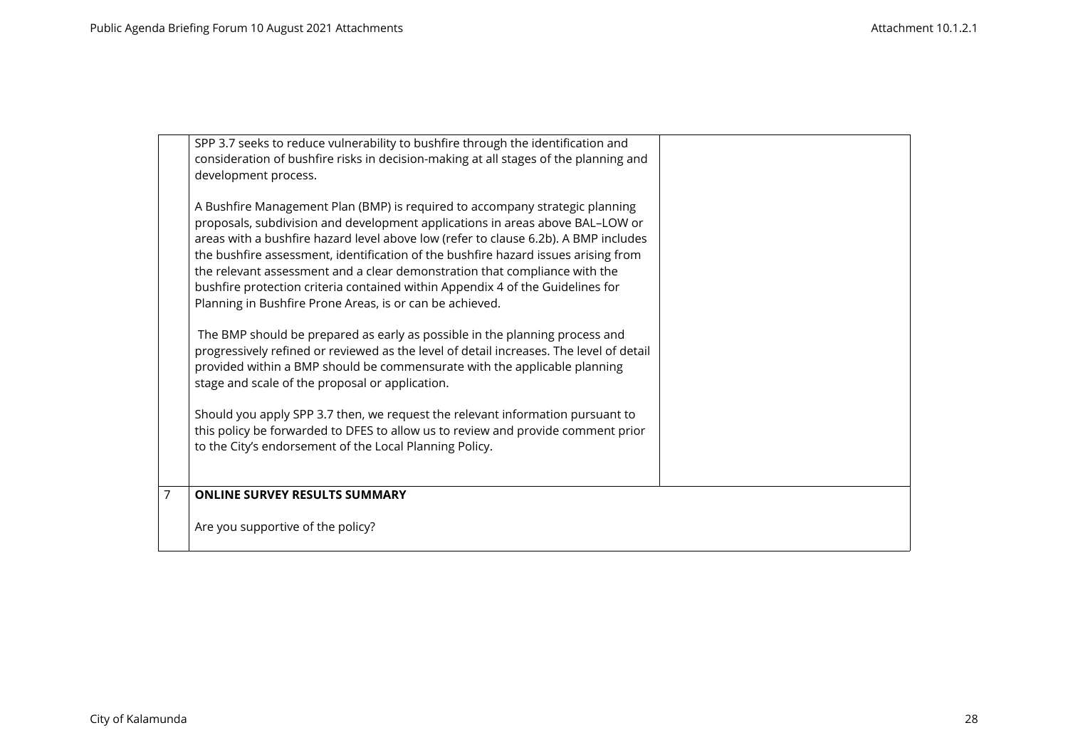|   |   |   |
|---|---|---|
| | SPP 3.7 seeks to reduce vulnerability to bushfire through the identification and consideration of bushfire risks in decision-making at all stages of the planning and development process.<br><br>A Bushfire Management Plan (BMP) is required to accompany strategic planning proposals, subdivision and development applications in areas above BAL–LOW or areas with a bushfire hazard level above low (refer to clause 6.2b). A BMP includes the bushfire assessment, identification of the bushfire hazard issues arising from the relevant assessment and a clear demonstration that compliance with the bushfire protection criteria contained within Appendix 4 of the Guidelines for Planning in Bushfire Prone Areas, is or can be achieved.<br><br>The BMP should be prepared as early as possible in the planning process and progressively refined or reviewed as the level of detail increases. The level of detail provided within a BMP should be commensurate with the applicable planning stage and scale of the proposal or application.<br><br>Should you apply SPP 3.7 then, we request the relevant information pursuant to this policy be forwarded to DFES to allow us to review and provide comment prior to the City's endorsement of the Local Planning Policy. | |
| 7 | **ONLINE SURVEY RESULTS SUMMARY**<br><br>Are you supportive of the policy? | |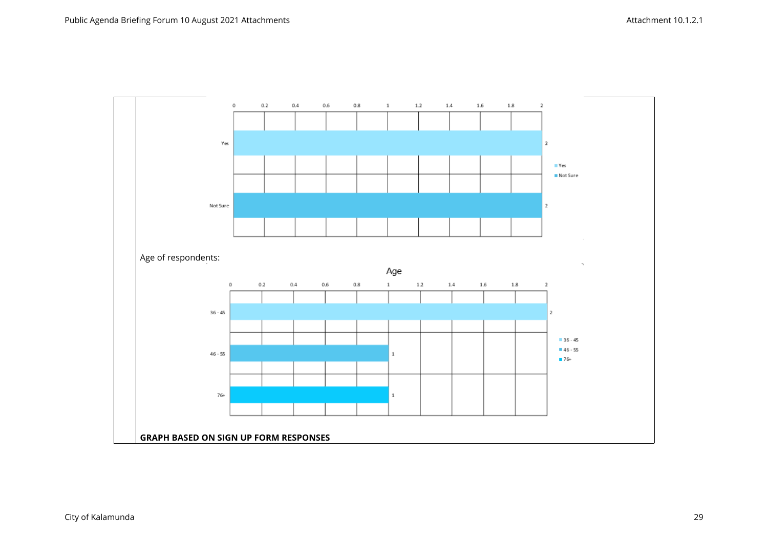| Response | Count |
|---|---|
| Yes | 2 |
| Not Sure | 2 |

Age of respondents:

**Age**

| Age | Count |
|---|---|
| 36 - 45 | 2 |
| 46 - 55 | 1 |
| 76+ | 1 |

**GRAPH BASED ON SIGN UP FORM RESPONSES**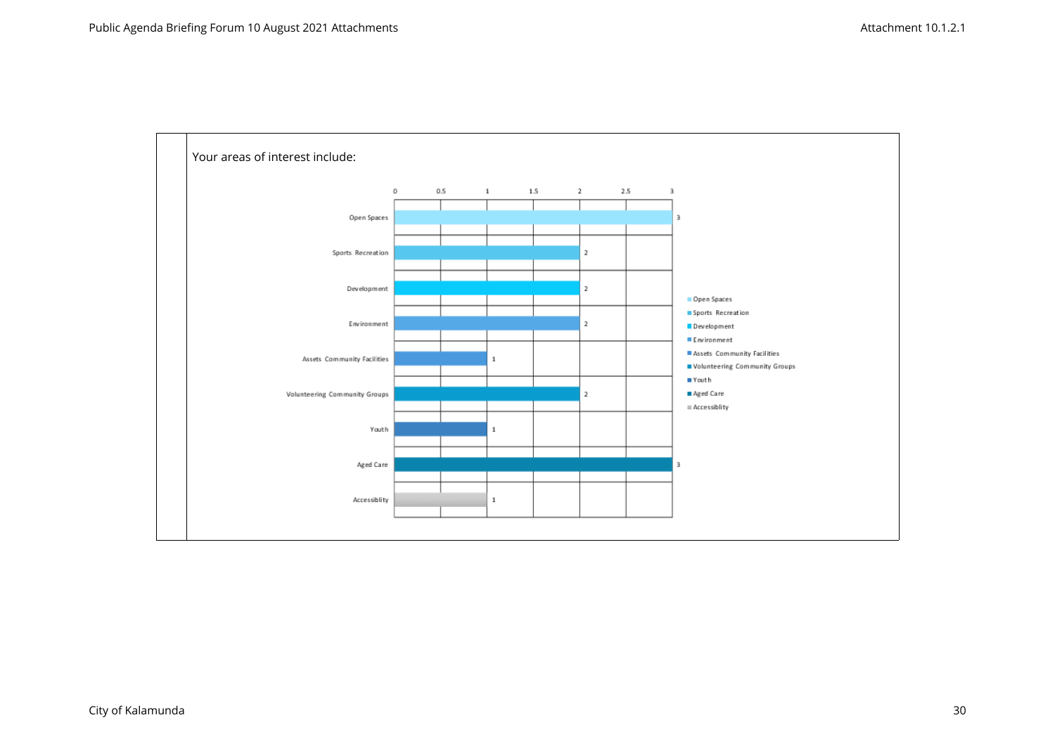Your areas of interest include:

| Area of interest | Count |
| --- | --- |
| Open Spaces | 3 |
| Sports Recreation | 2 |
| Development | 2 |
| Environment | 2 |
| Assets Community Facilities | 1 |
| Volunteering Community Groups | 2 |
| Youth | 1 |
| Aged Care | 3 |
| Accessiblity | 1 |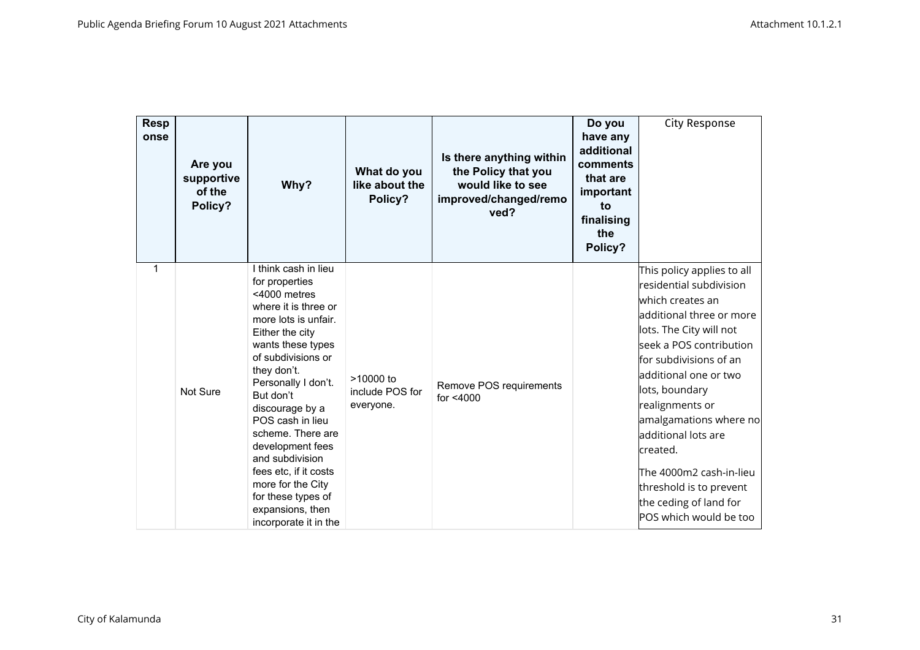| Response | Are you supportive of the Policy? | Why? | What do you like about the Policy? | Is there anything within the Policy that you would like to see improved/changed/removed? | Do you have any additional comments that are important to finalising the Policy? | City Response |
|---|---|---|---|---|---|---|
| 1 | Not Sure | I think cash in lieu for properties <4000 metres where it is three or more lots is unfair. Either the city wants these types of subdivisions or they don't. Personally I don't. But don't discourage by a POS cash in lieu scheme. There are development fees and subdivision fees etc, if it costs more for the City for these types of expansions, then incorporate it in the | >10000 to include POS for everyone. | Remove POS requirements for <4000 | | This policy applies to all residential subdivision which creates an additional three or more lots. The City will not seek a POS contribution for subdivisions of an additional one or two lots, boundary realignments or amalgamations where no additional lots are created.<br><br>The 4000m2 cash-in-lieu threshold is to prevent the ceding of land for POS which would be too |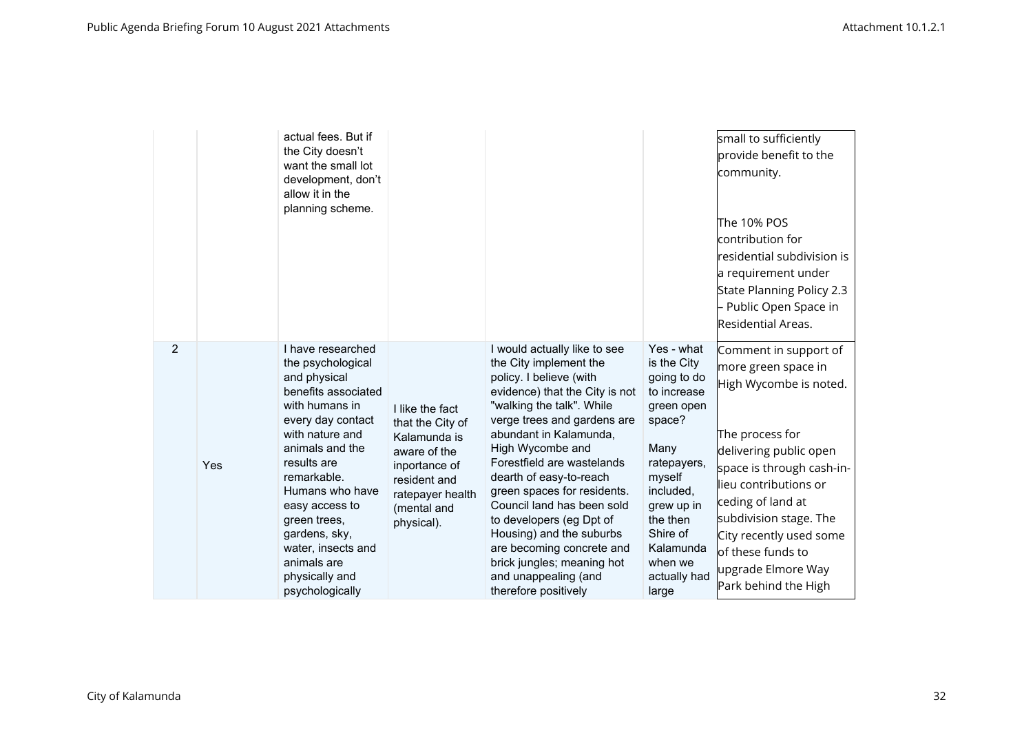| | | | | | | |
|---|---|---|---|---|---|---|
| | | actual fees. But if the City doesn't want the small lot development, don't allow it in the planning scheme. | | | | small to sufficiently provide benefit to the community.<br><br>The 10% POS contribution for residential subdivision is a requirement under State Planning Policy 2.3 – Public Open Space in Residential Areas. |
| 2 | Yes | I have researched the psychological and physical benefits associated with humans in every day contact with nature and animals and the results are remarkable. Humans who have easy access to green trees, gardens, sky, water, insects and animals are physically and psychologically | I like the fact that the City of Kalamunda is aware of the inportance of resident and ratepayer health (mental and physical). | I would actually like to see the City implement the policy. I believe (with evidence) that the City is not "walking the talk". While verge trees and gardens are abundant in Kalamunda, High Wycombe and Forestfield are wastelands dearth of easy-to-reach green spaces for residents. Council land has been sold to developers (eg Dpt of Housing) and the suburbs are becoming concrete and brick jungles; meaning hot and unappealing (and therefore positively | Yes - what is the City going to do to increase green open space?<br><br>Many ratepayers, myself included, grew up in the then Shire of Kalamunda when we actually had large | Comment in support of more green space in High Wycombe is noted.<br><br>The process for delivering public open space is through cash-in-lieu contributions or ceding of land at subdivision stage. The City recently used some of these funds to upgrade Elmore Way Park behind the High |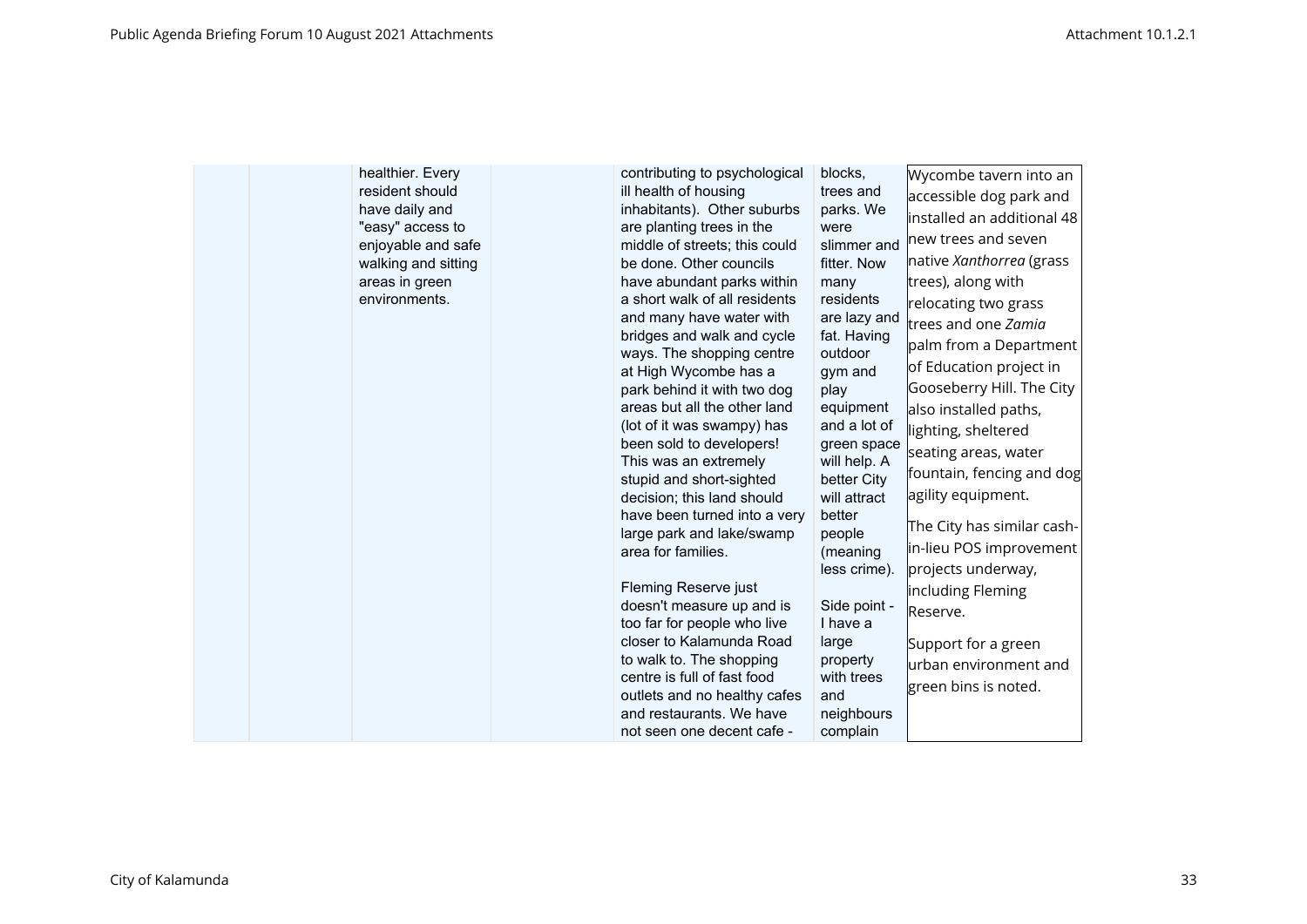| | | | | | | |
|---|---|---|---|---|---|---|
| | | healthier. Every resident should have daily and "easy" access to enjoyable and safe walking and sitting areas in green environments. | | contributing to psychological ill health of housing inhabitants). Other suburbs are planting trees in the middle of streets; this could be done. Other councils have abundant parks within a short walk of all residents and many have water with bridges and walk and cycle ways. The shopping centre at High Wycombe has a park behind it with two dog areas but all the other land (lot of it was swampy) has been sold to developers! This was an extremely stupid and short-sighted decision; this land should have been turned into a very large park and lake/swamp area for families.<br><br>Fleming Reserve just doesn't measure up and is too far for people who live closer to Kalamunda Road to walk to. The shopping centre is full of fast food outlets and no healthy cafes and restaurants. We have not seen one decent cafe - | blocks, trees and parks. We were slimmer and fitter. Now many residents are lazy and fat. Having outdoor gym and play equipment and a lot of green space will help. A better City will attract better people (meaning less crime).<br><br>Side point - I have a large property with trees and neighbours complain | Wycombe tavern into an accessible dog park and installed an additional 48 new trees and seven native *Xanthorrea* (grass trees), along with relocating two grass trees and one *Zamia* palm from a Department of Education project in Gooseberry Hill. The City also installed paths, lighting, sheltered seating areas, water fountain, fencing and dog agility equipment.<br><br>The City has similar cash-in-lieu POS improvement projects underway, including Fleming Reserve.<br><br>Support for a green urban environment and green bins is noted. |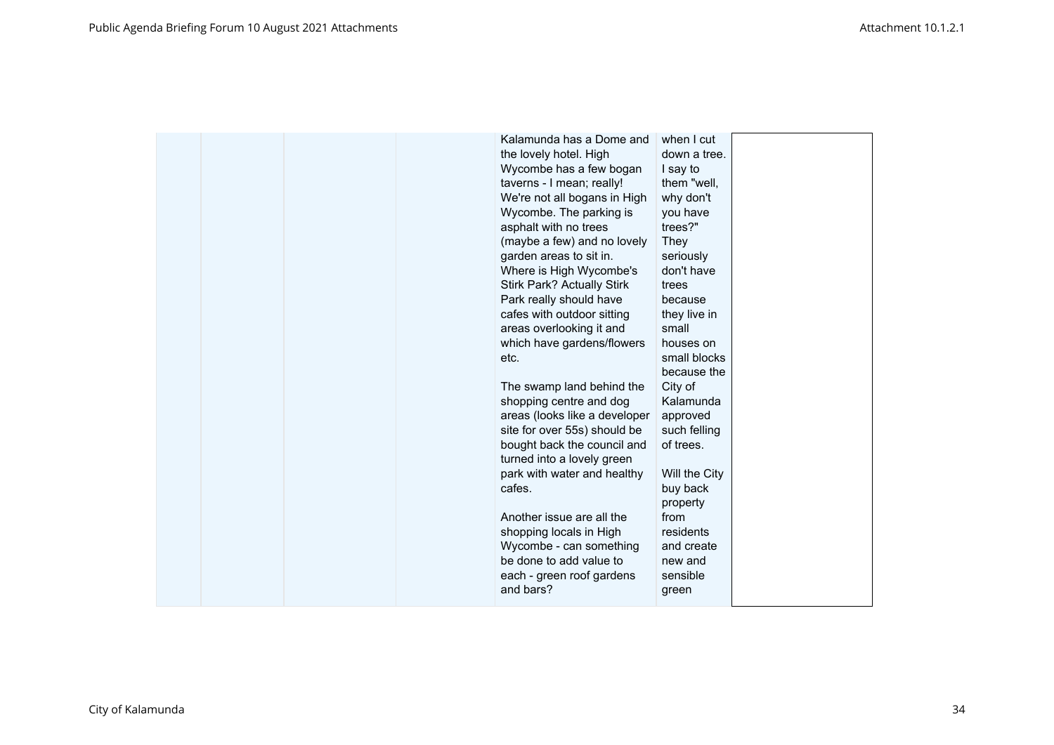| | | | | Kalamunda has a Dome and the lovely hotel. High Wycombe has a few bogan taverns - I mean; really! We're not all bogans in High Wycombe. The parking is asphalt with no trees (maybe a few) and no lovely garden areas to sit in. Where is High Wycombe's Stirk Park? Actually Stirk Park really should have cafes with outdoor sitting areas overlooking it and which have gardens/flowers etc.<br><br>The swamp land behind the shopping centre and dog areas (looks like a developer site for over 55s) should be bought back the council and turned into a lovely green park with water and healthy cafes.<br><br>Another issue are all the shopping locals in High Wycombe - can something be done to add value to each - green roof gardens and bars? | when I cut down a tree. I say to them "well, why don't you have trees?" They seriously don't have trees because they live in small houses on small blocks because the City of Kalamunda approved such felling of trees.<br><br>Will the City buy back property from residents and create new and sensible green | |
|---|---|---|---|---|---|---|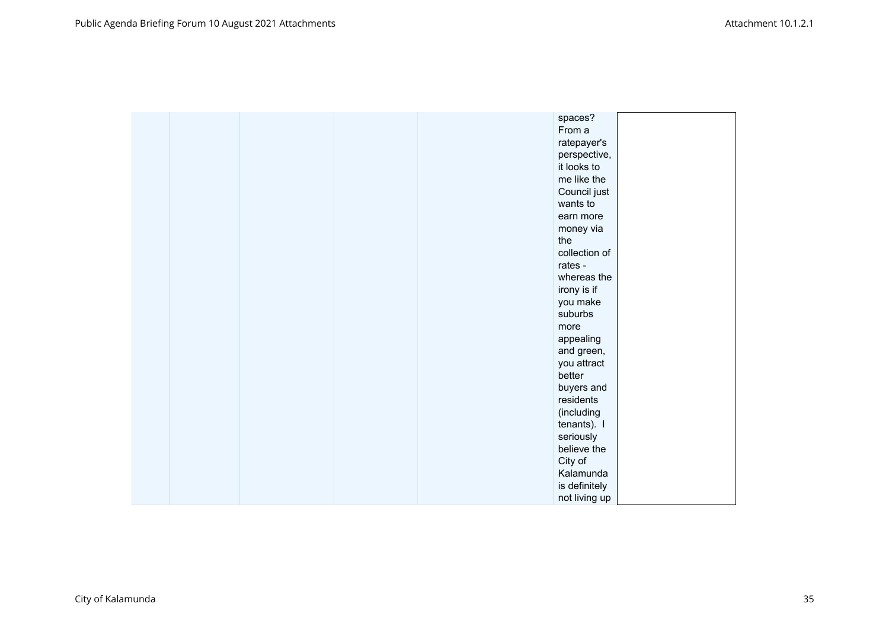|  |  |  |  |  | spaces? From a ratepayer's perspective, it looks to me like the Council just wants to earn more money via the collection of rates - whereas the irony is if you make suburbs more appealing and green, you attract better buyers and residents (including tenants). I seriously believe the City of Kalamunda is definitely not living up |  |
|---|---|---|---|---|---|---|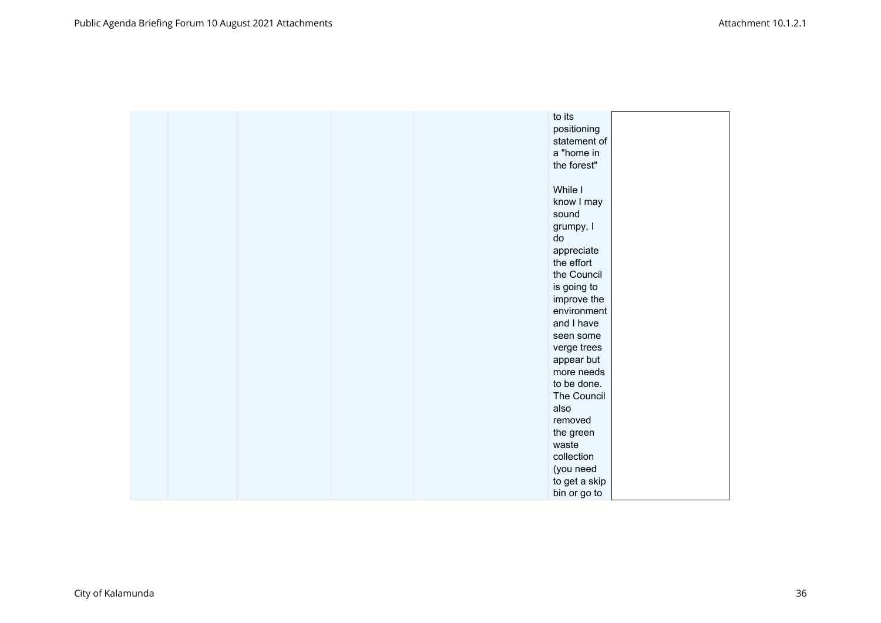|  |  |  |  |  |  |  |
|---|---|---|---|---|---|---|
|  |  |  |  |  | to its positioning statement of a "home in the forest"<br><br>While I know I may sound grumpy, I do appreciate the effort the Council is going to improve the environment and I have seen some verge trees appear but more needs to be done. The Council also removed the green waste collection (you need to get a skip bin or go to |  |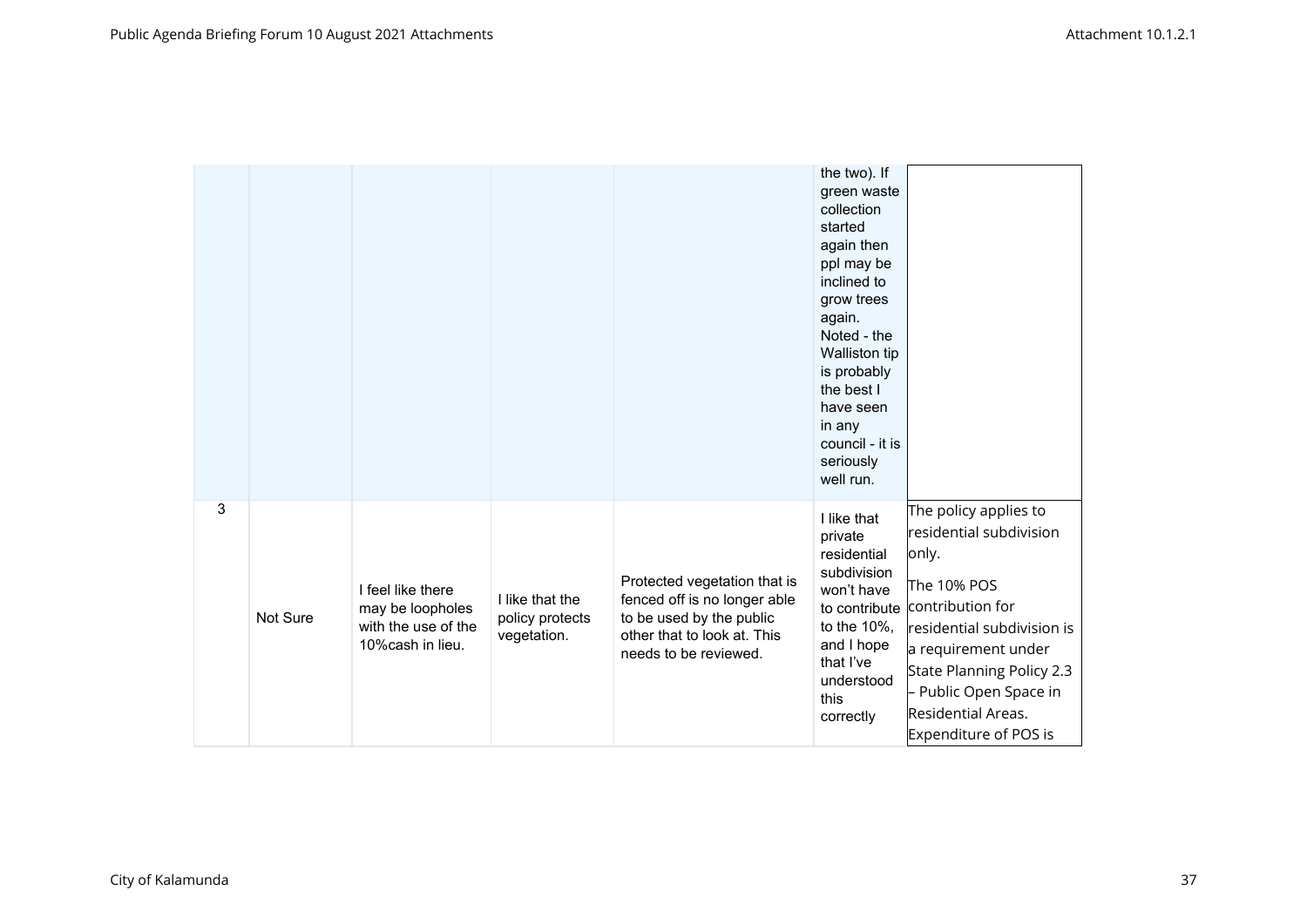| | | | | | | |
|---|---|---|---|---|---|---|
| | | | | | the two). If green waste collection started again then ppl may be inclined to grow trees again. Noted - the Walliston tip is probably the best I have seen in any council - it is seriously well run. | |
| 3 | Not Sure | I feel like there may be loopholes with the use of the 10%cash in lieu. | I like that the policy protects vegetation. | Protected vegetation that is fenced off is no longer able to be used by the public other that to look at. This needs to be reviewed. | I like that private residential subdivision won't have to contribute to the 10%, and I hope that I've understood this correctly | The policy applies to residential subdivision only.<br><br>The 10% POS contribution for residential subdivision is a requirement under State Planning Policy 2.3 – Public Open Space in Residential Areas. Expenditure of POS is |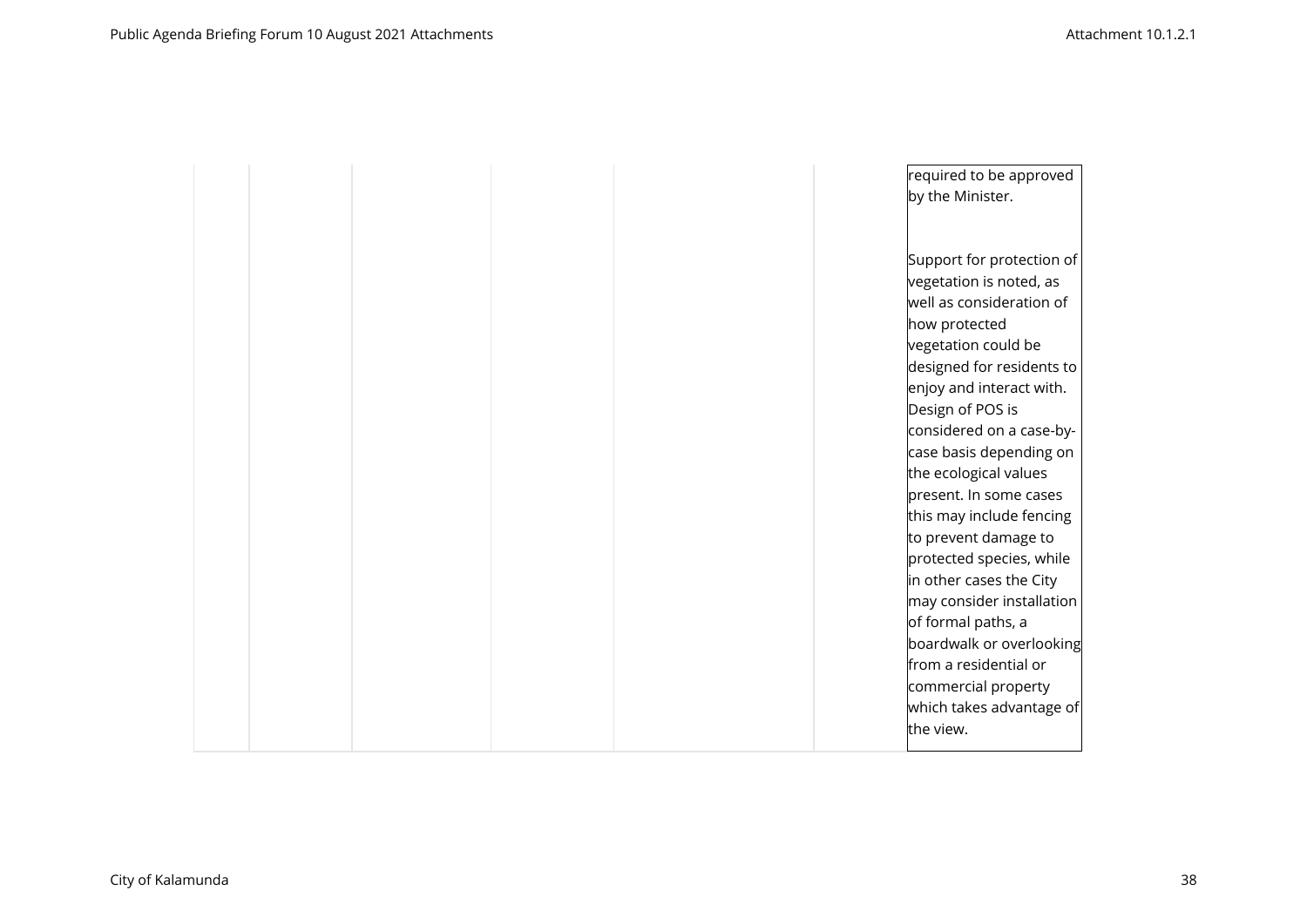|  |  |  |  |  |  |  |
|---|---|---|---|---|---|---|
|  |  |  |  |  |  | required to be approved by the Minister.<br><br>Support for protection of vegetation is noted, as well as consideration of how protected vegetation could be designed for residents to enjoy and interact with. Design of POS is considered on a case-by-case basis depending on the ecological values present. In some cases this may include fencing to prevent damage to protected species, while in other cases the City may consider installation of formal paths, a boardwalk or overlooking from a residential or commercial property which takes advantage of the view. |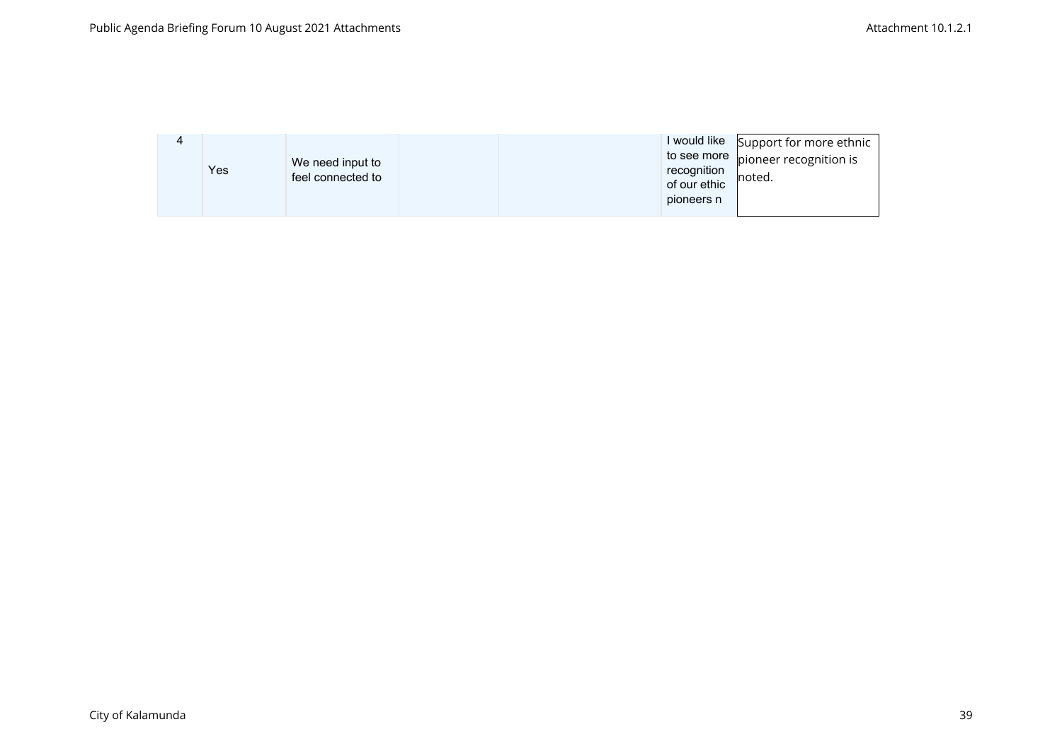| | | | | | | |
|---|---|---|---|---|---|---|
| 4 | Yes | We need input to feel connected to | | | I would like to see more recognition of our ethic pioneers n | Support for more ethnic pioneer recognition is noted. |